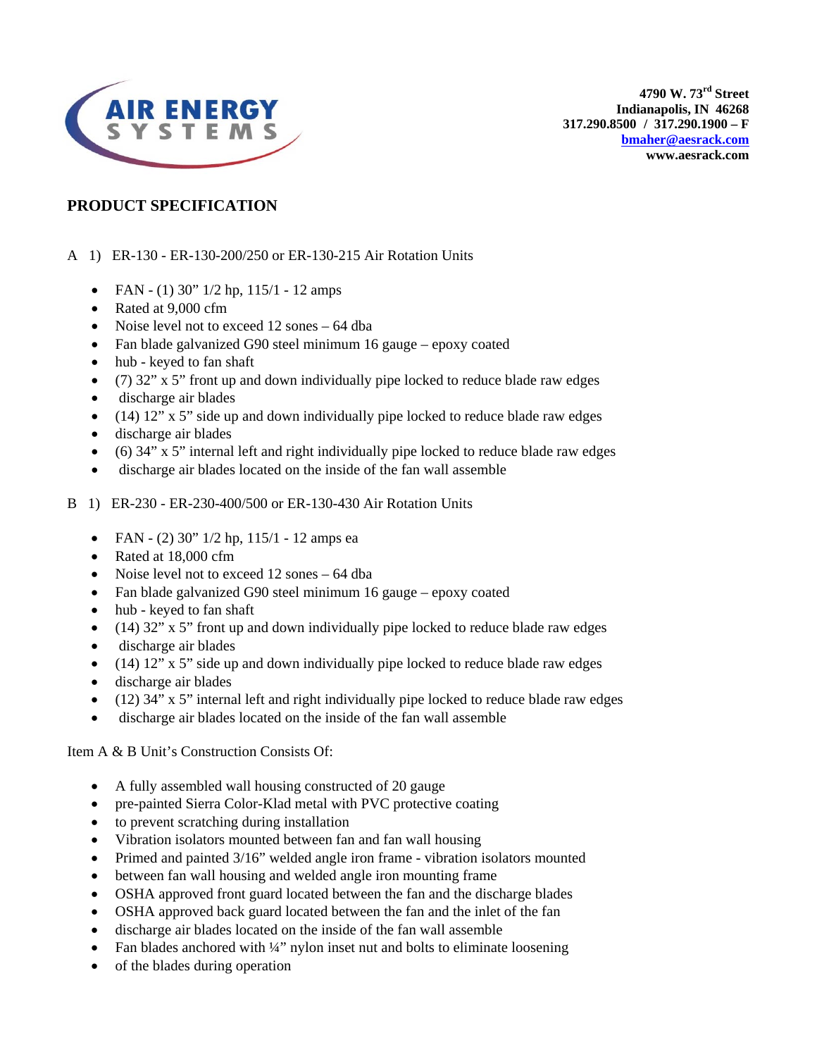**AIR ENERGY SYSTEMS**

**4790 W. 73rd Street**
**Indianapolis, IN 46268**
**317.290.8500 / 317.290.1900 – F**
**bmaher@aesrack.com**
**www.aesrack.com**

## PRODUCT SPECIFICATION

A 1) ER-130 - ER-130-200/250 or ER-130-215 Air Rotation Units

- FAN - (1) 30" 1/2 hp, 115/1 - 12 amps
- Rated at 9,000 cfm
- Noise level not to exceed 12 sones – 64 dba
- Fan blade galvanized G90 steel minimum 16 gauge – epoxy coated
- hub - keyed to fan shaft
- (7) 32" x 5" front up and down individually pipe locked to reduce blade raw edges
- discharge air blades
- (14) 12" x 5" side up and down individually pipe locked to reduce blade raw edges
- discharge air blades
- (6) 34" x 5" internal left and right individually pipe locked to reduce blade raw edges
- discharge air blades located on the inside of the fan wall assemble

B 1) ER-230 - ER-230-400/500 or ER-130-430 Air Rotation Units

- FAN - (2) 30" 1/2 hp, 115/1 - 12 amps ea
- Rated at 18,000 cfm
- Noise level not to exceed 12 sones – 64 dba
- Fan blade galvanized G90 steel minimum 16 gauge – epoxy coated
- hub - keyed to fan shaft
- (14) 32" x 5" front up and down individually pipe locked to reduce blade raw edges
- discharge air blades
- (14) 12" x 5" side up and down individually pipe locked to reduce blade raw edges
- discharge air blades
- (12) 34" x 5" internal left and right individually pipe locked to reduce blade raw edges
- discharge air blades located on the inside of the fan wall assemble

Item A & B Unit's Construction Consists Of:

- A fully assembled wall housing constructed of 20 gauge
- pre-painted Sierra Color-Klad metal with PVC protective coating
- to prevent scratching during installation
- Vibration isolators mounted between fan and fan wall housing
- Primed and painted 3/16" welded angle iron frame - vibration isolators mounted
- between fan wall housing and welded angle iron mounting frame
- OSHA approved front guard located between the fan and the discharge blades
- OSHA approved back guard located between the fan and the inlet of the fan
- discharge air blades located on the inside of the fan wall assemble
- Fan blades anchored with ¼" nylon inset nut and bolts to eliminate loosening
- of the blades during operation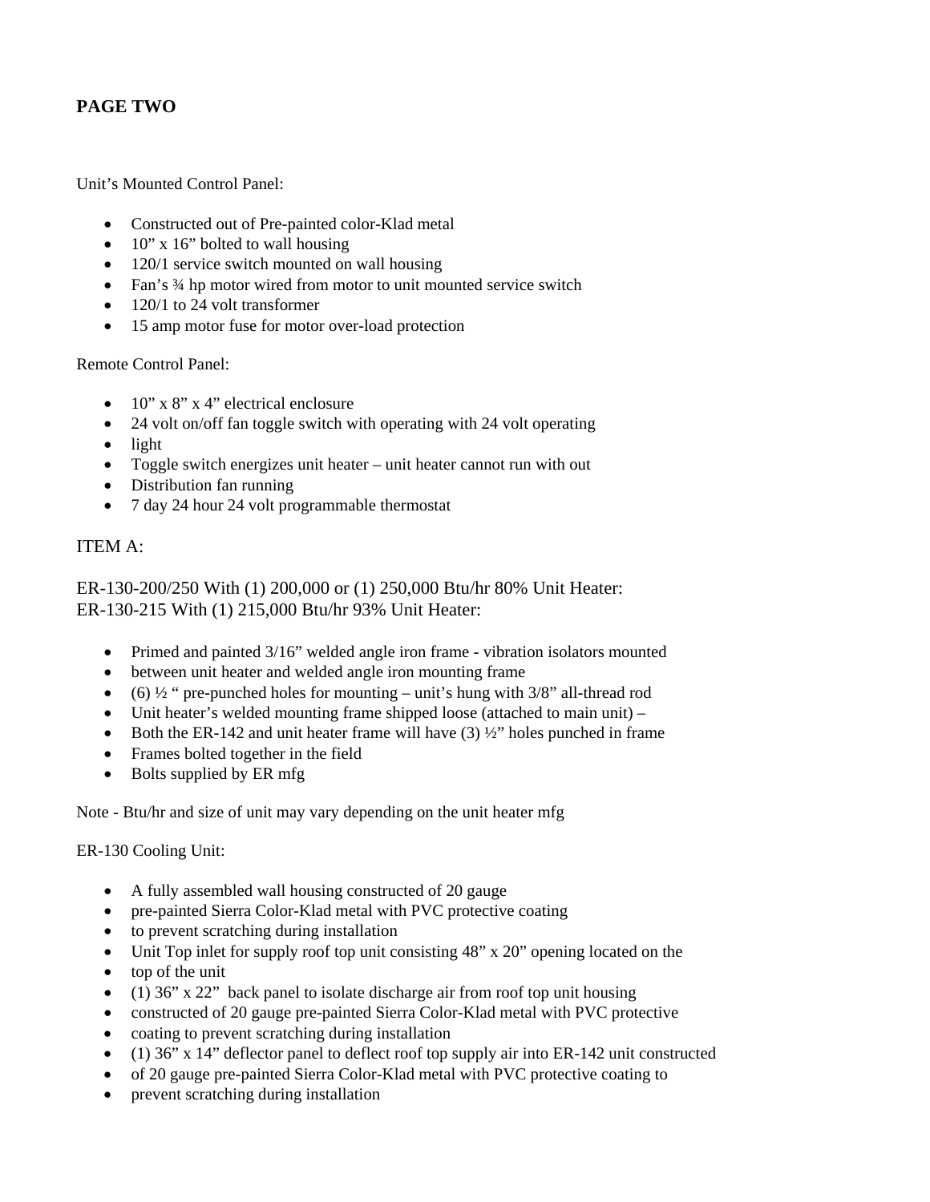**PAGE TWO**

Unit's Mounted Control Panel:

- Constructed out of Pre-painted color-Klad metal
- 10" x 16" bolted to wall housing
- 120/1 service switch mounted on wall housing
- Fan's ¾ hp motor wired from motor to unit mounted service switch
- 120/1 to 24 volt transformer
- 15 amp motor fuse for motor over-load protection

Remote Control Panel:

- 10" x 8" x 4" electrical enclosure
- 24 volt on/off fan toggle switch with operating with 24 volt operating
- light
- Toggle switch energizes unit heater – unit heater cannot run with out
- Distribution fan running
- 7 day 24 hour 24 volt programmable thermostat

ITEM A:

ER-130-200/250 With (1) 200,000 or (1) 250,000 Btu/hr 80% Unit Heater:
ER-130-215 With (1) 215,000 Btu/hr 93% Unit Heater:

- Primed and painted 3/16" welded angle iron frame - vibration isolators mounted
- between unit heater and welded angle iron mounting frame
- (6) ½ " pre-punched holes for mounting – unit's hung with 3/8" all-thread rod
- Unit heater's welded mounting frame shipped loose (attached to main unit) –
- Both the ER-142 and unit heater frame will have (3) ½" holes punched in frame
- Frames bolted together in the field
- Bolts supplied by ER mfg

Note - Btu/hr and size of unit may vary depending on the unit heater mfg

ER-130 Cooling Unit:

- A fully assembled wall housing constructed of 20 gauge
- pre-painted Sierra Color-Klad metal with PVC protective coating
- to prevent scratching during installation
- Unit Top inlet for supply roof top unit consisting 48" x 20" opening located on the
- top of the unit
- (1) 36" x 22" back panel to isolate discharge air from roof top unit housing
- constructed of 20 gauge pre-painted Sierra Color-Klad metal with PVC protective
- coating to prevent scratching during installation
- (1) 36" x 14" deflector panel to deflect roof top supply air into ER-142 unit constructed
- of 20 gauge pre-painted Sierra Color-Klad metal with PVC protective coating to
- prevent scratching during installation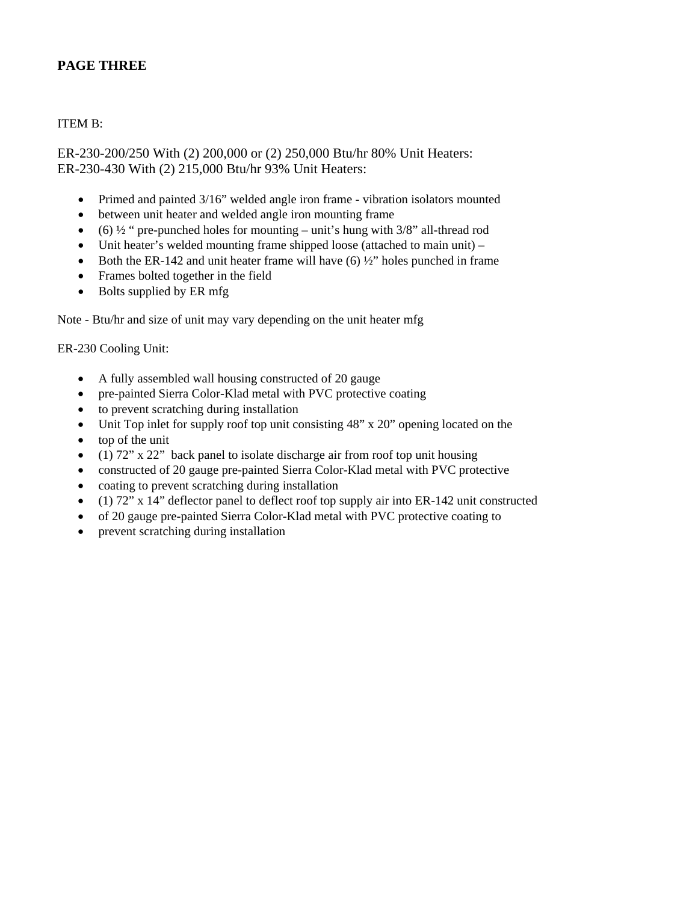**PAGE THREE**

ITEM B:

ER-230-200/250 With (2) 200,000 or (2) 250,000 Btu/hr 80% Unit Heaters:
ER-230-430 With (2) 215,000 Btu/hr 93% Unit Heaters:

- Primed and painted 3/16” welded angle iron frame - vibration isolators mounted
- between unit heater and welded angle iron mounting frame
- (6) ½ “ pre-punched holes for mounting – unit’s hung with 3/8” all-thread rod
- Unit heater’s welded mounting frame shipped loose (attached to main unit) –
- Both the ER-142 and unit heater frame will have (6) ½” holes punched in frame
- Frames bolted together in the field
- Bolts supplied by ER mfg

Note - Btu/hr and size of unit may vary depending on the unit heater mfg

ER-230 Cooling Unit:

- A fully assembled wall housing constructed of 20 gauge
- pre-painted Sierra Color-Klad metal with PVC protective coating
- to prevent scratching during installation
- Unit Top inlet for supply roof top unit consisting 48” x 20” opening located on the
- top of the unit
- (1) 72” x 22” back panel to isolate discharge air from roof top unit housing
- constructed of 20 gauge pre-painted Sierra Color-Klad metal with PVC protective
- coating to prevent scratching during installation
- (1) 72” x 14” deflector panel to deflect roof top supply air into ER-142 unit constructed
- of 20 gauge pre-painted Sierra Color-Klad metal with PVC protective coating to
- prevent scratching during installation